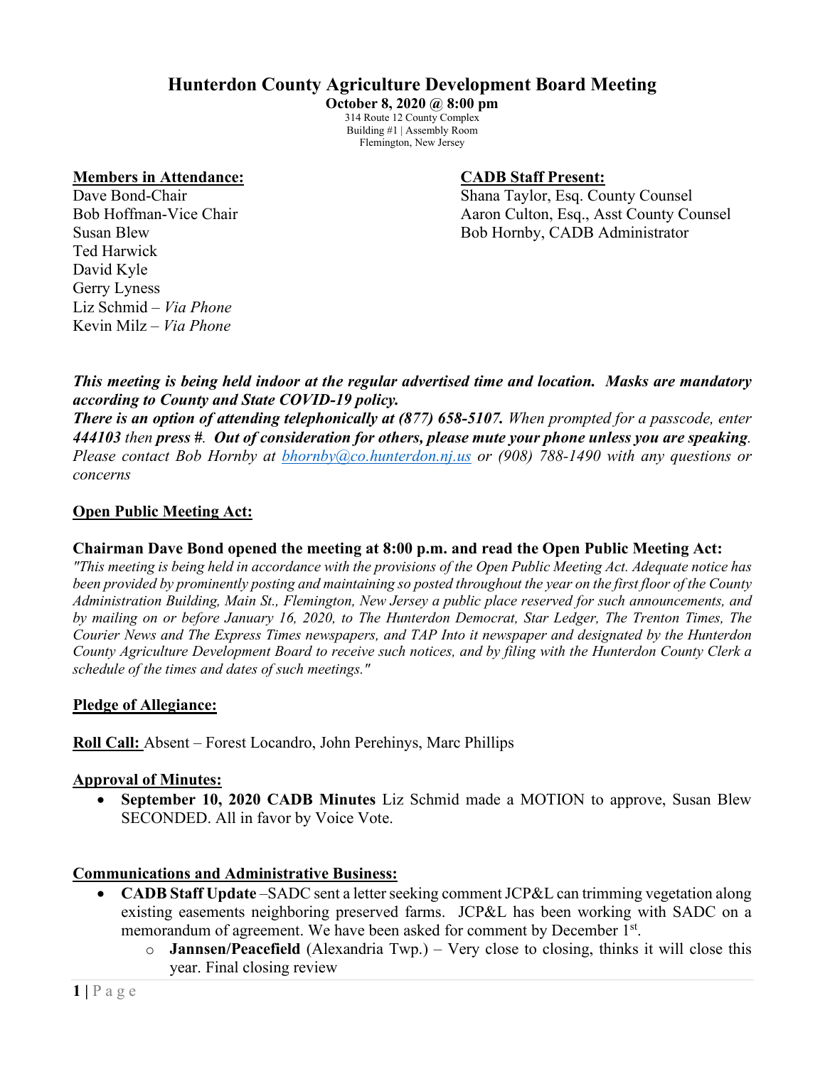# Hunterdon County Agriculture Development Board Meeting

**October 8, 2020 @ 8:00 pm**

314 Route 12 County Complex
Building #1 | Assembly Room
Flemington, New Jersey

**Members in Attendance:**

Dave Bond-Chair
Bob Hoffman-Vice Chair
Susan Blew
Ted Harwick
David Kyle
Gerry Lyness
Liz Schmid – *Via Phone*
Kevin Milz – *Via Phone*

**CADB Staff Present:**

Shana Taylor, Esq. County Counsel
Aaron Culton, Esq., Asst County Counsel
Bob Hornby, CADB Administrator

***This meeting is being held indoor at the regular advertised time and location. Masks are mandatory according to County and State COVID-19 policy.***
***There is an option of attending telephonically at (877) 658-5107.*** *When prompted for a passcode, enter* ***444103*** *then* ***press #***. ***Out of consideration for others, please mute your phone unless you are speaking****. Please contact Bob Hornby at bhornby@co.hunterdon.nj.us or (908) 788-1490 with any questions or concerns*

**Open Public Meeting Act:**

**Chairman Dave Bond opened the meeting at 8:00 p.m. and read the Open Public Meeting Act:**
*"This meeting is being held in accordance with the provisions of the Open Public Meeting Act. Adequate notice has been provided by prominently posting and maintaining so posted throughout the year on the first floor of the County Administration Building, Main St., Flemington, New Jersey a public place reserved for such announcements, and by mailing on or before January 16, 2020, to The Hunterdon Democrat, Star Ledger, The Trenton Times, The Courier News and The Express Times newspapers, and TAP Into it newspaper and designated by the Hunterdon County Agriculture Development Board to receive such notices, and by filing with the Hunterdon County Clerk a schedule of the times and dates of such meetings."*

**Pledge of Allegiance:**

**Roll Call:** Absent – Forest Locandro, John Perehinys, Marc Phillips

**Approval of Minutes:**

- **September 10, 2020 CADB Minutes** Liz Schmid made a MOTION to approve, Susan Blew SECONDED. All in favor by Voice Vote.

**Communications and Administrative Business:**

- **CADB Staff Update** –SADC sent a letter seeking comment JCP&L can trimming vegetation along existing easements neighboring preserved farms. JCP&L has been working with SADC on a memorandum of agreement. We have been asked for comment by December 1st.
    - **Jannsen/Peacefield** (Alexandria Twp.) – Very close to closing, thinks it will close this year. Final closing review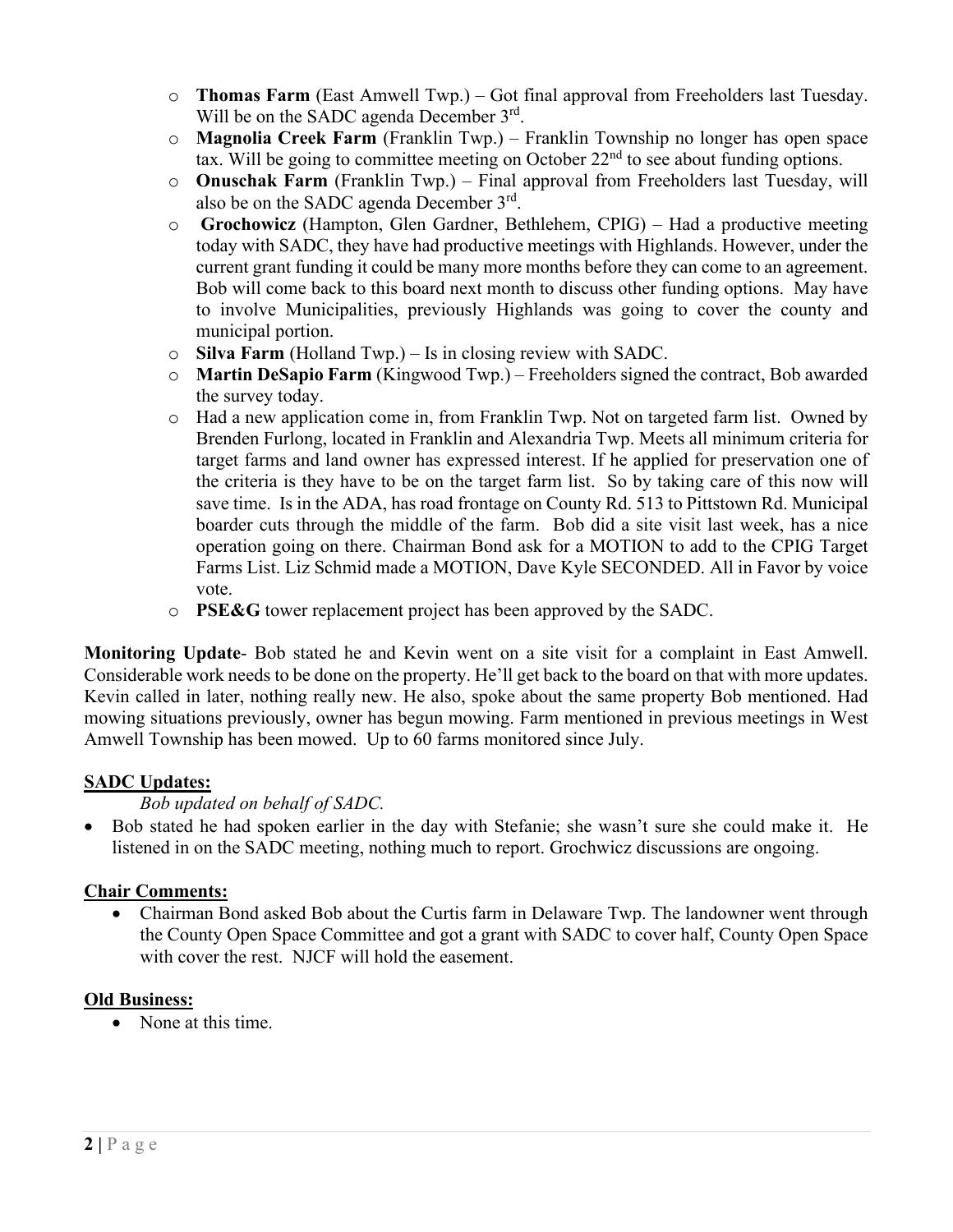- **Thomas Farm** (East Amwell Twp.) – Got final approval from Freeholders last Tuesday. Will be on the SADC agenda December 3rd.
- **Magnolia Creek Farm** (Franklin Twp.) – Franklin Township no longer has open space tax. Will be going to committee meeting on October 22nd to see about funding options.
- **Onuschak Farm** (Franklin Twp.) – Final approval from Freeholders last Tuesday, will also be on the SADC agenda December 3rd.
- **Grochowicz** (Hampton, Glen Gardner, Bethlehem, CPIG) – Had a productive meeting today with SADC, they have had productive meetings with Highlands. However, under the current grant funding it could be many more months before they can come to an agreement. Bob will come back to this board next month to discuss other funding options. May have to involve Municipalities, previously Highlands was going to cover the county and municipal portion.
- **Silva Farm** (Holland Twp.) – Is in closing review with SADC.
- **Martin DeSapio Farm** (Kingwood Twp.) – Freeholders signed the contract, Bob awarded the survey today.
- Had a new application come in, from Franklin Twp. Not on targeted farm list. Owned by Brenden Furlong, located in Franklin and Alexandria Twp. Meets all minimum criteria for target farms and land owner has expressed interest. If he applied for preservation one of the criteria is they have to be on the target farm list. So by taking care of this now will save time. Is in the ADA, has road frontage on County Rd. 513 to Pittstown Rd. Municipal boarder cuts through the middle of the farm. Bob did a site visit last week, has a nice operation going on there. Chairman Bond ask for a MOTION to add to the CPIG Target Farms List. Liz Schmid made a MOTION, Dave Kyle SECONDED. All in Favor by voice vote.
- **PSE&G** tower replacement project has been approved by the SADC.

**Monitoring Update**- Bob stated he and Kevin went on a site visit for a complaint in East Amwell. Considerable work needs to be done on the property. He'll get back to the board on that with more updates. Kevin called in later, nothing really new. He also, spoke about the same property Bob mentioned. Had mowing situations previously, owner has begun mowing. Farm mentioned in previous meetings in West Amwell Township has been mowed. Up to 60 farms monitored since July.

**SADC Updates:**

*Bob updated on behalf of SADC.*

- Bob stated he had spoken earlier in the day with Stefanie; she wasn't sure she could make it. He listened in on the SADC meeting, nothing much to report. Grochwicz discussions are ongoing.

**Chair Comments:**

- Chairman Bond asked Bob about the Curtis farm in Delaware Twp. The landowner went through the County Open Space Committee and got a grant with SADC to cover half, County Open Space with cover the rest. NJCF will hold the easement.

**Old Business:**

- None at this time.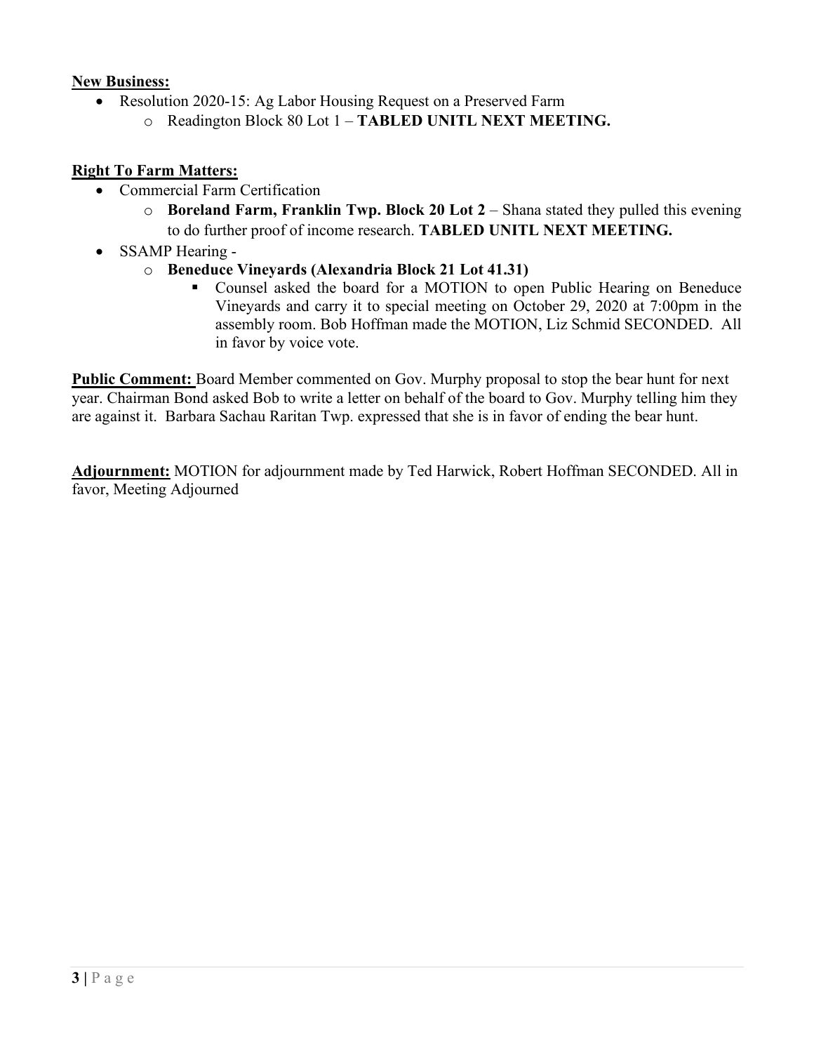**New Business:**

- Resolution 2020-15: Ag Labor Housing Request on a Preserved Farm
    - Readington Block 80 Lot 1 – **TABLED UNITL NEXT MEETING.**

**Right To Farm Matters:**

- Commercial Farm Certification
    - **Boreland Farm, Franklin Twp. Block 20 Lot 2** – Shana stated they pulled this evening to do further proof of income research. **TABLED UNITL NEXT MEETING.**
- SSAMP Hearing -
    - **Beneduce Vineyards (Alexandria Block 21 Lot 41.31)**
        - Counsel asked the board for a MOTION to open Public Hearing on Beneduce Vineyards and carry it to special meeting on October 29, 2020 at 7:00pm in the assembly room. Bob Hoffman made the MOTION, Liz Schmid SECONDED. All in favor by voice vote.

**Public Comment:** Board Member commented on Gov. Murphy proposal to stop the bear hunt for next year. Chairman Bond asked Bob to write a letter on behalf of the board to Gov. Murphy telling him they are against it. Barbara Sachau Raritan Twp. expressed that she is in favor of ending the bear hunt.

**Adjournment:** MOTION for adjournment made by Ted Harwick, Robert Hoffman SECONDED. All in favor, Meeting Adjourned